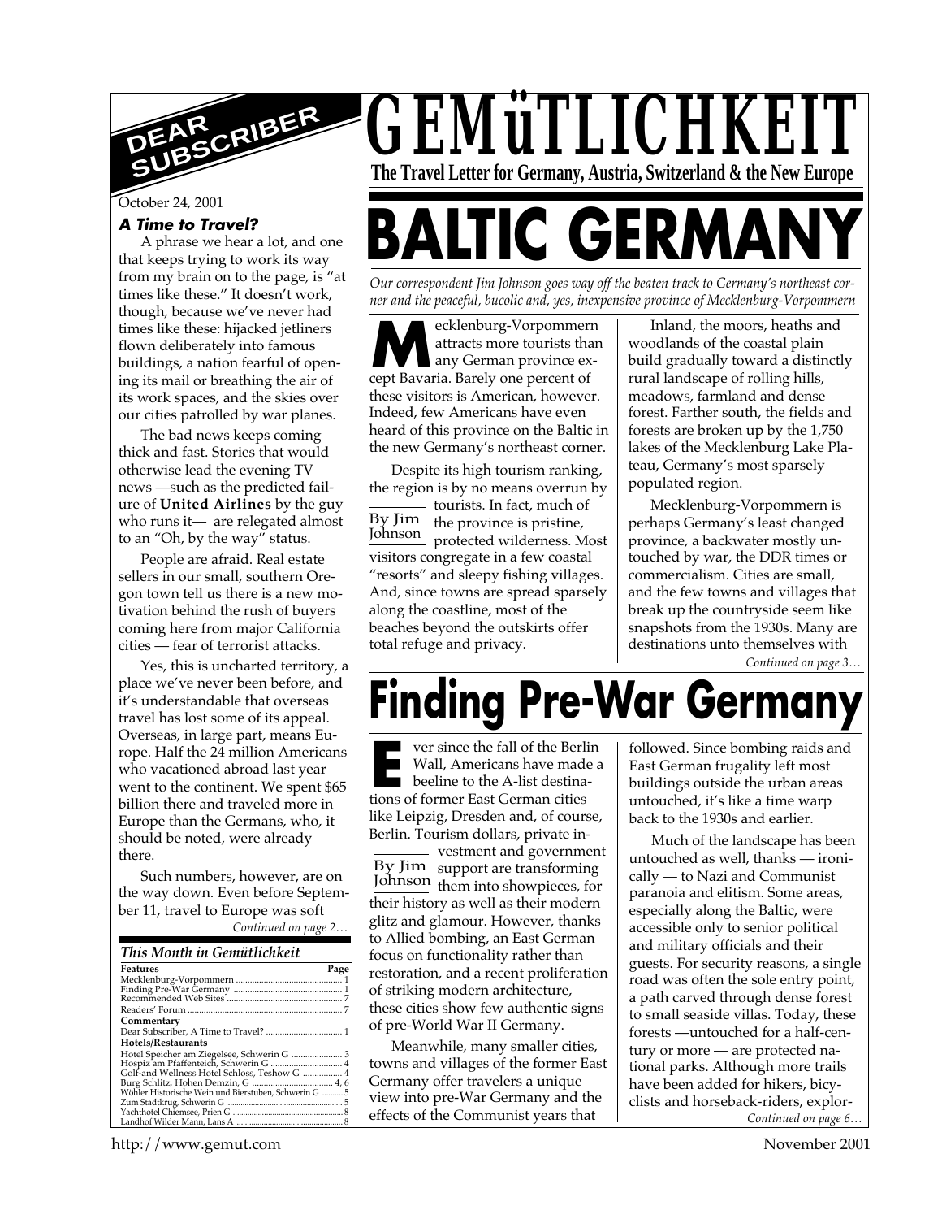# GEMüTLICHKEIT

**The Travel Letter for Germany, Austria, Switzerland & the New Europe**

## DEAR SUBSCRIBER

October 24, 2001

### *A Time to Travel?*

A phrase we hear a lot, and one that keeps trying to work its way from my brain on to the page, is "at times like these." It doesn't work, though, because we've never had times like these: hijacked jetliners flown deliberately into famous buildings, a nation fearful of opening its mail or breathing the air of its work spaces, and the skies over our cities patrolled by war planes.

The bad news keeps coming thick and fast. Stories that would otherwise lead the evening TV news —such as the predicted failure of **United Airlines** by the guy who runs it— are relegated almost to an "Oh, by the way" status.

People are afraid. Real estate sellers in our small, southern Oregon town tell us there is a new motivation behind the rush of buyers coming here from major California cities — fear of terrorist attacks.

Yes, this is uncharted territory, a place we've never been before, and it's understandable that overseas travel has lost some of its appeal. Overseas, in large part, means Europe. Half the 24 million Americans who vacationed abroad last year went to the continent. We spent $65 billion there and traveled more in Europe than the Germans, who, it should be noted, were already there.

Such numbers, however, are on the way down. Even before September 11, travel to Europe was soft

*Continued on page 2…*

### *This Month in Gemütlichkeit*

| Features | Page |
|---|---|
| Mecklenburg-Vorpommern | 1 |
| Finding Pre-War Germany | 1 |
| Recommended Web Sites | 7 |
| Readers' Forum | 7 |
| **Commentary** | |
| Dear Subscriber, A Time to Travel? | 1 |
| **Hotels/Restaurants** | |
| Hotel Speicher am Ziegelsee, Schwerin G | 3 |
| Hospiz am Pfaffenteich, Schwerin G | 4 |
| Golf-and Wellness Hotel Schloss, Teshow G | 4 |
| Burg Schlitz, Hohen Demzin, G | 4, 6 |
| Wöhler Historische Wein und Bierstuben, Schwerin G | 5 |
| Zum Stadtkrug, Schwerin G | 5 |
| Yachthotel Chiemsee, Prien G | 8 |
| Landhof Wilder Mann, Lans A | 8 |

# BALTIC GERMANY

*Our correspondent Jim Johnson goes way off the beaten track to Germany's northeast corner and the peaceful, bucolic and, yes, inexpensive province of Mecklenburg-Vorpommern*

By Jim Johnson

Mecklenburg-Vorpommern attracts more tourists than any German province except Bavaria. Barely one percent of these visitors is American, however. Indeed, few Americans have even heard of this province on the Baltic in the new Germany's northeast corner.

Despite its high tourism ranking, the region is by no means overrun by tourists. In fact, much of the province is pristine, protected wilderness. Most visitors congregate in a few coastal "resorts" and sleepy fishing villages. And, since towns are spread sparsely along the coastline, most of the beaches beyond the outskirts offer total refuge and privacy.

Inland, the moors, heaths and woodlands of the coastal plain build gradually toward a distinctly rural landscape of rolling hills, meadows, farmland and dense forest. Farther south, the fields and forests are broken up by the 1,750 lakes of the Mecklenburg Lake Plateau, Germany's most sparsely populated region.

Mecklenburg-Vorpommern is perhaps Germany's least changed province, a backwater mostly untouched by war, the DDR times or commercialism. Cities are small, and the few towns and villages that break up the countryside seem like snapshots from the 1930s. Many are destinations unto themselves with

*Continued on page 3…*

# Finding Pre-War Germany

By Jim Johnson

Ever since the fall of the Berlin Wall, Americans have made a beeline to the A-list destinations of former East German cities like Leipzig, Dresden and, of course, Berlin. Tourism dollars, private investment and government support are transforming them into showpieces, for their history as well as their modern glitz and glamour. However, thanks to Allied bombing, an East German focus on functionality rather than restoration, and a recent proliferation of striking modern architecture, these cities show few authentic signs of pre-World War II Germany.

Meanwhile, many smaller cities, towns and villages of the former East Germany offer travelers a unique view into pre-War Germany and the effects of the Communist years that followed. Since bombing raids and East German frugality left most buildings outside the urban areas untouched, it's like a time warp back to the 1930s and earlier.

Much of the landscape has been untouched as well, thanks — ironically — to Nazi and Communist paranoia and elitism. Some areas, especially along the Baltic, were accessible only to senior political and military officials and their guests. For security reasons, a single road was often the sole entry point, a path carved through dense forest to small seaside villas. Today, these forests —untouched for a half-century or more — are protected national parks. Although more trails have been added for hikers, bicyclists and horseback-riders, explor-

*Continued on page 6…*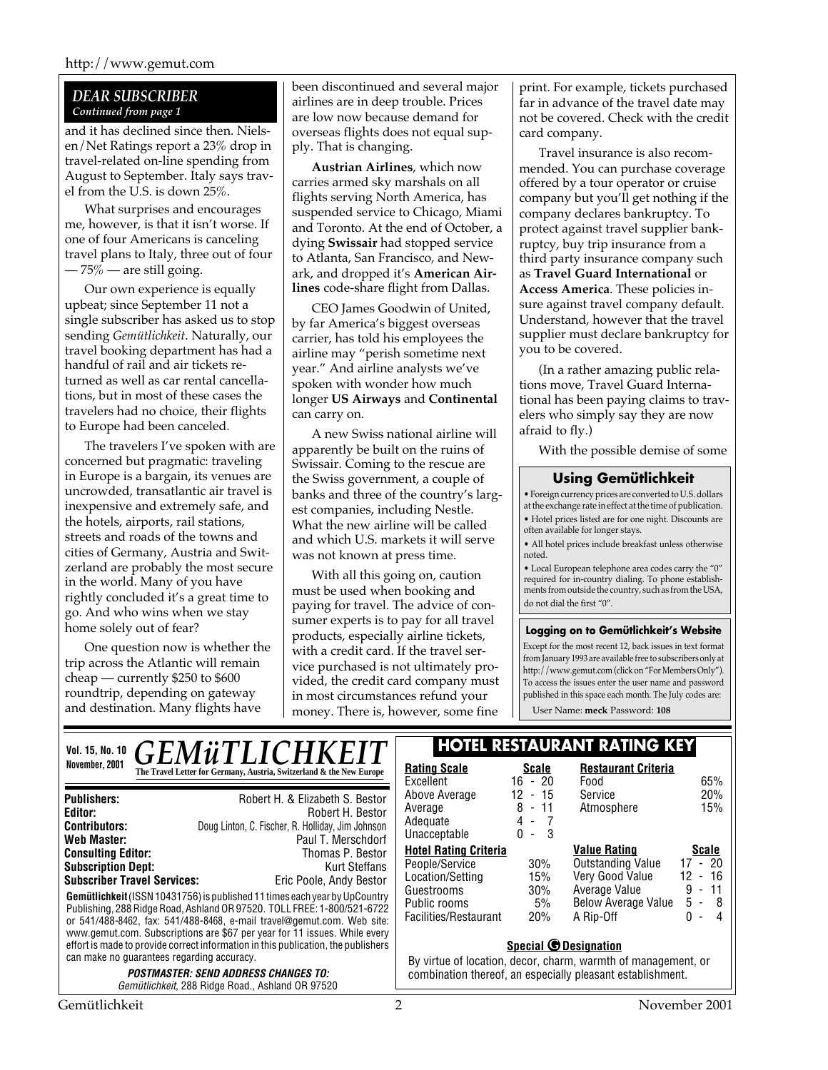## DEAR SUBSCRIBER
*Continued from page 1*

and it has declined since then. Nielsen/Net Ratings report a 23% drop in travel-related on-line spending from August to September. Italy says travel from the U.S. is down 25%.

What surprises and encourages me, however, is that it isn't worse. If one of four Americans is canceling travel plans to Italy, three out of four — 75% — are still going.

Our own experience is equally upbeat; since September 11 not a single subscriber has asked us to stop sending *Gemütlichkeit*. Naturally, our travel booking department has had a handful of rail and air tickets returned as well as car rental cancellations, but in most of these cases the travelers had no choice, their flights to Europe had been canceled.

The travelers I've spoken with are concerned but pragmatic: traveling in Europe is a bargain, its venues are uncrowded, transatlantic air travel is inexpensive and extremely safe, and the hotels, airports, rail stations, streets and roads of the towns and cities of Germany, Austria and Switzerland are probably the most secure in the world. Many of you have rightly concluded it's a great time to go. And who wins when we stay home solely out of fear?

One question now is whether the trip across the Atlantic will remain cheap — currently $250 to $600 roundtrip, depending on gateway and destination. Many flights have been discontinued and several major airlines are in deep trouble. Prices are low now because demand for overseas flights does not equal supply. That is changing.

**Austrian Airlines**, which now carries armed sky marshals on all flights serving North America, has suspended service to Chicago, Miami and Toronto. At the end of October, a dying **Swissair** had stopped service to Atlanta, San Francisco, and Newark, and dropped it's **American Airlines** code-share flight from Dallas.

CEO James Goodwin of United, by far America's biggest overseas carrier, has told his employees the airline may "perish sometime next year." And airline analysts we've spoken with wonder how much longer **US Airways** and **Continental** can carry on.

A new Swiss national airline will apparently be built on the ruins of Swissair. Coming to the rescue are the Swiss government, a couple of banks and three of the country's largest companies, including Nestle. What the new airline will be called and which U.S. markets it will serve was not known at press time.

With all this going on, caution must be used when booking and paying for travel. The advice of consumer experts is to pay for all travel products, especially airline tickets, with a credit card. If the travel service purchased is not ultimately provided, the credit card company must in most circumstances refund your money. There is, however, some fine print. For example, tickets purchased far in advance of the travel date may not be covered. Check with the credit card company.

Travel insurance is also recommended. You can purchase coverage offered by a tour operator or cruise company but you'll get nothing if the company declares bankruptcy. To protect against travel supplier bankruptcy, buy trip insurance from a third party insurance company such as **Travel Guard International** or **Access America**. These policies insure against travel company default. Understand, however that the travel supplier must declare bankruptcy for you to be covered.

(In a rather amazing public relations move, Travel Guard International has been paying claims to travelers who simply say they are now afraid to fly.)

With the possible demise of some

### Using Gemütlichkeit

- Foreign currency prices are converted to U.S. dollars at the exchange rate in effect at the time of publication.
- Hotel prices listed are for one night. Discounts are often available for longer stays.
- All hotel prices include breakfast unless otherwise noted.
- Local European telephone area codes carry the "0" required for in-country dialing. To phone establishments from outside the country, such as from the USA, do not dial the first "0".

### Logging on to Gemütlichkeit's Website

Except for the most recent 12, back issues in text format from January 1993 are available free to subscribers only at http://www.gemut.com (click on "For Members Only"). To access the issues enter the user name and password published in this space each month. The July codes are:

User Name: **meck** Password: **108**

---

**Vol. 15, No. 10**
**November, 2001**

# GEMüTLICHKEIT
**The Travel Letter for Germany, Austria, Switzerland & the New Europe**

| | |
|---|---|
| **Publishers:** | Robert H. & Elizabeth S. Bestor |
| **Editor:** | Robert H. Bestor |
| **Contributors:** | Doug Linton, C. Fischer, R. Holliday, Jim Johnson |
| **Web Master:** | Paul T. Merschdorf |
| **Consulting Editor:** | Thomas P. Bestor |
| **Subscription Dept:** | Kurt Steffans |
| **Subscriber Travel Services:** | Eric Poole, Andy Bestor |

**Gemütlichkeit** (ISSN 10431756) is published 11 times each year by UpCountry Publishing, 288 Ridge Road, Ashland OR 97520. TOLL FREE: 1-800/521-6722 or 541/488-8462, fax: 541/488-8468, e-mail travel@gemut.com. Web site: www.gemut.com. Subscriptions are $67 per year for 11 issues. While every effort is made to provide correct information in this publication, the publishers can make no guarantees regarding accuracy.

***POSTMASTER: SEND ADDRESS CHANGES TO:***
*Gemütlichkeit*, 288 Ridge Road., Ashland OR 97520

## HOTEL RESTAURANT RATING KEY

| **Rating Scale** | **Scale** |
|---|---|
| Excellent | 16 - 20 |
| Above Average | 12 - 15 |
| Average | 8 - 11 |
| Adequate | 4 - 7 |
| Unacceptable | 0 - 3 |

| **Restaurant Criteria** | |
|---|---|
| Food | 65% |
| Service | 20% |
| Atmosphere | 15% |

| **Hotel Rating Criteria** | |
|---|---|
| People/Service | 30% |
| Location/Setting | 15% |
| Guestrooms | 30% |
| Public rooms | 5% |
| Facilities/Restaurant | 20% |

| **Value Rating** | **Scale** |
|---|---|
| Outstanding Value | 17 - 20 |
| Very Good Value | 12 - 16 |
| Average Value | 9 - 11 |
| Below Average Value | 5 - 8 |
| A Rip-Off | 0 - 4 |

**Special G Designation**

By virtue of location, decor, charm, warmth of management, or combination thereof, an especially pleasant establishment.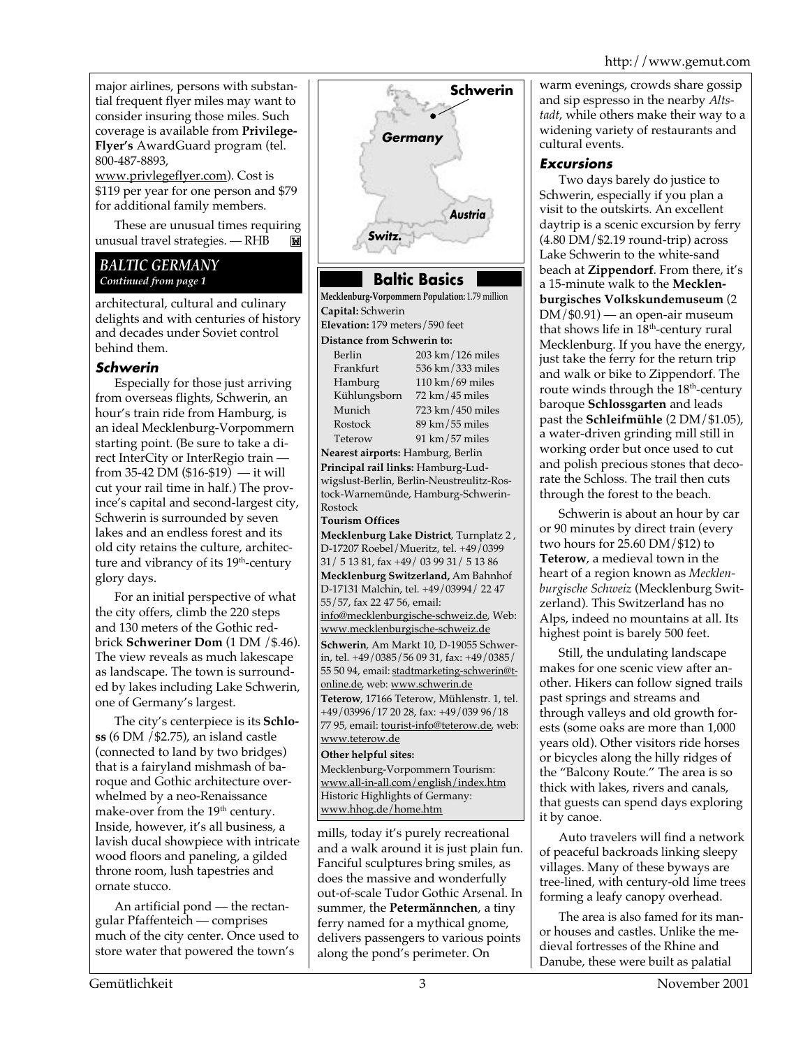major airlines, persons with substantial frequent flyer miles may want to consider insuring those miles. Such coverage is available from **Privilege-Flyer's** AwardGuard program (tel. 800-487-8893, www.privlegeflyer.com). Cost is $119 per year for one person and $79 for additional family members.

These are unusual times requiring unusual travel strategies. — RHB

## BALTIC GERMANY

*Continued from page 1*

architectural, cultural and culinary delights and with centuries of history and decades under Soviet control behind them.

### Schwerin

Especially for those just arriving from overseas flights, Schwerin, an hour's train ride from Hamburg, is an ideal Mecklenburg-Vorpommern starting point. (Be sure to take a direct InterCity or InterRegio train — from 35-42 DM ($16-$19) — it will cut your rail time in half.) The province's capital and second-largest city, Schwerin is surrounded by seven lakes and an endless forest and its old city retains the culture, architecture and vibrancy of its 19th-century glory days.

For an initial perspective of what the city offers, climb the 220 steps and 130 meters of the Gothic red-brick **Schweriner Dom** (1 DM /$.46). The view reveals as much lakescape as landscape. The town is surrounded by lakes including Lake Schwerin, one of Germany's largest.

The city's centerpiece is its **Schloss** (6 DM /$2.75), an island castle (connected to land by two bridges) that is a fairyland mishmash of baroque and Gothic architecture overwhelmed by a neo-Renaissance make-over from the 19th century. Inside, however, it's all business, a lavish ducal showpiece with intricate wood floors and paneling, a gilded throne room, lush tapestries and ornate stucco.

An artificial pond — the rectangular Pfaffenteich — comprises much of the city center. Once used to store water that powered the town's mills, today it's purely recreational and a walk around it is just plain fun. Fanciful sculptures bring smiles, as does the massive and wonderfully out-of-scale Tudor Gothic Arsenal. In summer, the **Petermännchen**, a tiny ferry named for a mythical gnome, delivers passengers to various points along the pond's perimeter. On warm evenings, crowds share gossip and sip espresso in the nearby *Altstadt*, while others make their way to a widening variety of restaurants and cultural events.

### Baltic Basics

**Mecklenburg-Vorpommern Population:** 1.79 million

**Capital:** Schwerin

**Elevation:** 179 meters/590 feet

**Distance from Schwerin to:**

| | |
|---|---|
| Berlin | 203 km/126 miles |
| Frankfurt | 536 km/333 miles |
| Hamburg | 110 km/69 miles |
| Kühlungsborn | 72 km/45 miles |
| Munich | 723 km/450 miles |
| Rostock | 89 km/55 miles |
| Teterow | 91 km/57 miles |

**Nearest airports:** Hamburg, Berlin

**Principal rail links:** Hamburg-Ludwigslust-Berlin, Berlin-Neustreulitz-Rostock-Warnemünde, Hamburg-Schwerin-Rostock

**Tourism Offices**

**Mecklenburg Lake District**, Turnplatz 2 , D-17207 Roebel/Mueritz, tel. +49/0399 31/ 5 13 81, fax +49/ 03 99 31/ 5 13 86

**Mecklenburg Switzerland,** Am Bahnhof D-17131 Malchin, tel. +49/03994/ 22 47 55/57, fax 22 47 56, email: info@mecklenburgische-schweiz.de, Web: www.mecklenburgische-schweiz.de

**Schwerin**, Am Markt 10, D-19055 Schwerin, tel. +49/0385/56 09 31, fax: +49/0385/ 55 50 94, email: stadtmarketing-schwerin@t-online.de, web: www.schwerin.de

**Teterow**, 17166 Teterow, Mühlenstr. 1, tel. +49/03996/17 20 28, fax: +49/039 96/18 77 95, email: tourist-info@teterow.de, web: www.teterow.de

**Other helpful sites:**

Mecklenburg-Vorpommern Tourism: www.all-in-all.com/english/index.htm

Historic Highlights of Germany: www.hhog.de/home.htm

### Excursions

Two days barely do justice to Schwerin, especially if you plan a visit to the outskirts. An excellent daytrip is a scenic excursion by ferry (4.80 DM/$2.19 round-trip) across Lake Schwerin to the white-sand beach at **Zippendorf**. From there, it's a 15-minute walk to the **Mecklenburgisches Volkskundemuseum** (2 DM/$0.91) — an open-air museum that shows life in 18th-century rural Mecklenburg. If you have the energy, just take the ferry for the return trip and walk or bike to Zippendorf. The route winds through the 18th-century baroque **Schlossgarten** and leads past the **Schleifmühle** (2 DM/$1.05), a water-driven grinding mill still in working order but once used to cut and polish precious stones that decorate the Schloss. The trail then cuts through the forest to the beach.

Schwerin is about an hour by car or 90 minutes by direct train (every two hours for 25.60 DM/$12) to **Teterow**, a medieval town in the heart of a region known as *Mecklenburgische Schweiz* (Mecklenburg Switzerland). This Switzerland has no Alps, indeed no mountains at all. Its highest point is barely 500 feet.

Still, the undulating landscape makes for one scenic view after another. Hikers can follow signed trails past springs and streams and through valleys and old growth forests (some oaks are more than 1,000 years old). Other visitors ride horses or bicycles along the hilly ridges of the "Balcony Route." The area is so thick with lakes, rivers and canals, that guests can spend days exploring it by canoe.

Auto travelers will find a network of peaceful backroads linking sleepy villages. Many of these byways are tree-lined, with century-old lime trees forming a leafy canopy overhead.

The area is also famed for its manor houses and castles. Unlike the medieval fortresses of the Rhine and Danube, these were built as palatial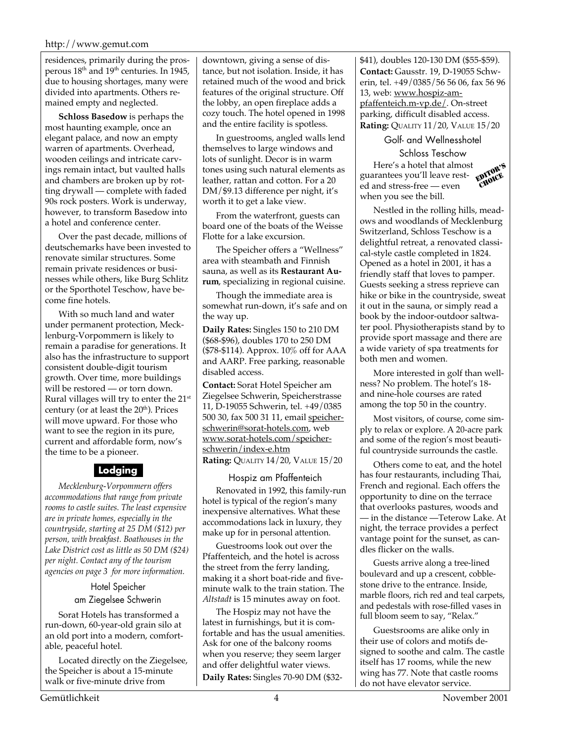residences, primarily during the prosperous 18th and 19th centuries. In 1945, due to housing shortages, many were divided into apartments. Others remained empty and neglected.

**Schloss Basedow** is perhaps the most haunting example, once an elegant palace, and now an empty warren of apartments. Overhead, wooden ceilings and intricate carvings remain intact, but vaulted halls and chambers are broken up by rotting drywall — complete with faded 90s rock posters. Work is underway, however, to transform Basedow into a hotel and conference center.

Over the past decade, millions of deutschemarks have been invested to renovate similar structures. Some remain private residences or businesses while others, like Burg Schlitz or the Sporthotel Teschow, have become fine hotels.

With so much land and water under permanent protection, Mecklenburg-Vorpommern is likely to remain a paradise for generations. It also has the infrastructure to support consistent double-digit tourism growth. Over time, more buildings will be restored — or torn down. Rural villages will try to enter the 21st century (or at least the 20th). Prices will move upward. For those who want to see the region in its pure, current and affordable form, now's the time to be a pioneer.

## Lodging

*Mecklenburg-Vorpommern offers accommodations that range from private rooms to castle suites. The least expensive are in private homes, especially in the countryside, starting at 25 DM ($12) per person, with breakfast. Boathouses in the Lake District cost as little as 50 DM ($24) per night. Contact any of the tourism agencies on page 3 for more information.*

### Hotel Speicher am Ziegelsee Schwerin

Sorat Hotels has transformed a run-down, 60-year-old grain silo at an old port into a modern, comfortable, peaceful hotel.

Located directly on the Ziegelsee, the Speicher is about a 15-minute walk or five-minute drive from downtown, giving a sense of distance, but not isolation. Inside, it has retained much of the wood and brick features of the original structure. Off the lobby, an open fireplace adds a cozy touch. The hotel opened in 1998 and the entire facility is spotless.

In guestrooms, angled walls lend themselves to large windows and lots of sunlight. Decor is in warm tones using such natural elements as leather, rattan and cotton. For a 20 DM/$9.13 difference per night, it's worth it to get a lake view.

From the waterfront, guests can board one of the boats of the Weisse Flotte for a lake excursion.

The Speicher offers a "Wellness" area with steambath and Finnish sauna, as well as its **Restaurant Aurum**, specializing in regional cuisine.

Though the immediate area is somewhat run-down, it's safe and on the way up.

**Daily Rates:** Singles 150 to 210 DM ($68-$96), doubles 170 to 250 DM ($78-$114). Approx. 10% off for AAA and AARP. Free parking, reasonable disabled access.

**Contact:** Sorat Hotel Speicher am Ziegelsee Schwerin, Speicherstrasse 11, D-19055 Schwerin, tel. +49/0385 500 30, fax 500 31 11, email speicher-schwerin@sorat-hotels.com, web www.sorat-hotels.com/speicher-schwerin/index-e.htm

**Rating:** QUALITY 14/20, VALUE 15/20

### Hospiz am Pfaffenteich

Renovated in 1992, this family-run hotel is typical of the region's many inexpensive alternatives. What these accommodations lack in luxury, they make up for in personal attention.

Guestrooms look out over the Pfaffenteich, and the hotel is across the street from the ferry landing, making it a short boat-ride and five-minute walk to the train station. The *Altstadt* is 15 minutes away on foot.

The Hospiz may not have the latest in furnishings, but it is comfortable and has the usual amenities. Ask for one of the balcony rooms when you reserve; they seem larger and offer delightful water views.

**Daily Rates:** Singles 70-90 DM ($32-$41), doubles 120-130 DM ($55-$59).

**Contact:** Gausstr. 19, D-19055 Schwerin, tel. +49/0385/56 56 06, fax 56 96 13, web: www.hospiz-am-pfaffenteich.m-vp.de/. On-street parking, difficult disabled access.

**Rating:** QUALITY 11/20, VALUE 15/20

### Golf- and Wellnesshotel Schloss Teschow

EDITOR'S CHOICE

Here's a hotel that almost guarantees you'll leave rested and stress-free — even when you see the bill.

Nestled in the rolling hills, meadows and woodlands of Mecklenburg Switzerland, Schloss Teschow is a delightful retreat, a renovated classical-style castle completed in 1824. Opened as a hotel in 2001, it has a friendly staff that loves to pamper. Guests seeking a stress reprieve can hike or bike in the countryside, sweat it out in the sauna, or simply read a book by the indoor-outdoor saltwater pool. Physiotherapists stand by to provide sport massage and there are a wide variety of spa treatments for both men and women.

More interested in golf than wellness? No problem. The hotel's 18- and nine-hole courses are rated among the top 50 in the country.

Most visitors, of course, come simply to relax or explore. A 20-acre park and some of the region's most beautiful countryside surrounds the castle.

Others come to eat, and the hotel has four restaurants, including Thai, French and regional. Each offers the opportunity to dine on the terrace that overlooks pastures, woods and — in the distance —Teterow Lake. At night, the terrace provides a perfect vantage point for the sunset, as candles flicker on the walls.

Guests arrive along a tree-lined boulevard and up a crescent, cobblestone drive to the entrance. Inside, marble floors, rich red and teal carpets, and pedestals with rose-filled vases in full bloom seem to say, "Relax."

Guestsrooms are alike only in their use of colors and motifs designed to soothe and calm. The castle itself has 17 rooms, while the new wing has 77. Note that castle rooms do not have elevator service.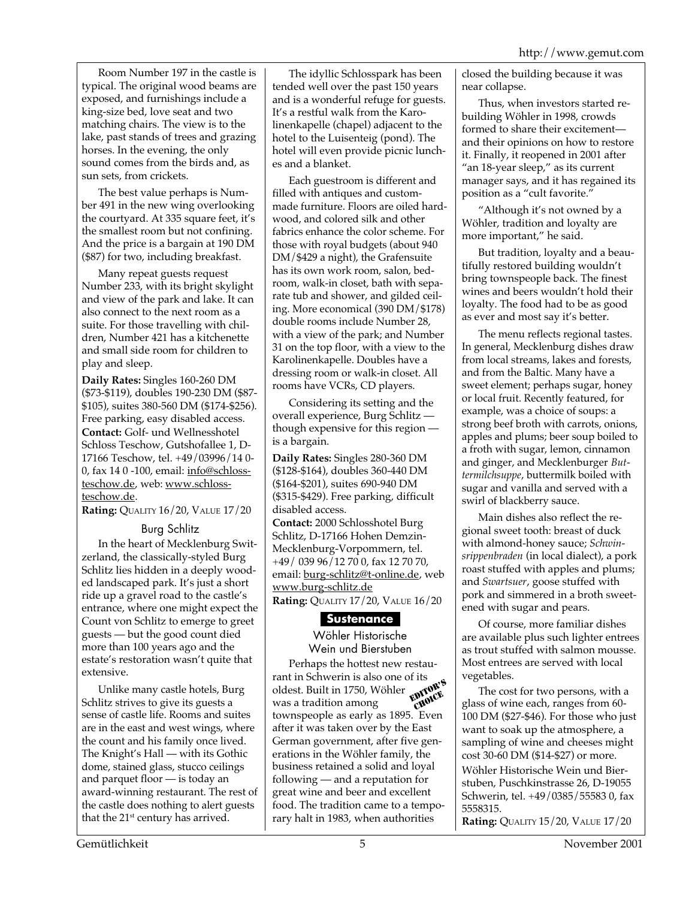Room Number 197 in the castle is typical. The original wood beams are exposed, and furnishings include a king-size bed, love seat and two matching chairs. The view is to the lake, past stands of trees and grazing horses. In the evening, the only sound comes from the birds and, as sun sets, from crickets.

The best value perhaps is Number 491 in the new wing overlooking the courtyard. At 335 square feet, it's the smallest room but not confining. And the price is a bargain at 190 DM ($87) for two, including breakfast.

Many repeat guests request Number 233, with its bright skylight and view of the park and lake. It can also connect to the next room as a suite. For those travelling with children, Number 421 has a kitchenette and small side room for children to play and sleep.

**Daily Rates:** Singles 160-260 DM ($73-$119), doubles 190-230 DM ($87-$105), suites 380-560 DM ($174-$256). Free parking, easy disabled access.

**Contact:** Golf- und Wellnesshotel Schloss Teschow, Gutshofallee 1, D-17166 Teschow, tel. +49/03996/14 0-0, fax 14 0 -100, email: info@schloss-teschow.de, web: www.schloss-teschow.de.

**Rating:** QUALITY 16/20, VALUE 17/20

### Burg Schlitz

In the heart of Mecklenburg Switzerland, the classically-styled Burg Schlitz lies hidden in a deeply wooded landscaped park. It's just a short ride up a gravel road to the castle's entrance, where one might expect the Count von Schlitz to emerge to greet guests — but the good count died more than 100 years ago and the estate's restoration wasn't quite that extensive.

Unlike many castle hotels, Burg Schlitz strives to give its guests a sense of castle life. Rooms and suites are in the east and west wings, where the count and his family once lived. The Knight's Hall — with its Gothic dome, stained glass, stucco ceilings and parquet floor — is today an award-winning restaurant. The rest of the castle does nothing to alert guests that the 21st century has arrived.

The idyllic Schlosspark has been tended well over the past 150 years and is a wonderful refuge for guests. It's a restful walk from the Karolinenkapelle (chapel) adjacent to the hotel to the Luisenteig (pond). The hotel will even provide picnic lunches and a blanket.

Each guestroom is different and filled with antiques and custom-made furniture. Floors are oiled hardwood, and colored silk and other fabrics enhance the color scheme. For those with royal budgets (about 940 DM/$429 a night), the Grafensuite has its own work room, salon, bedroom, walk-in closet, bath with separate tub and shower, and gilded ceiling. More economical (390 DM/$178) double rooms include Number 28, with a view of the park; and Number 31 on the top floor, with a view to the Karolinenkapelle. Doubles have a dressing room or walk-in closet. All rooms have VCRs, CD players.

Considering its setting and the overall experience, Burg Schlitz — though expensive for this region — is a bargain.

**Daily Rates:** Singles 280-360 DM ($128-$164), doubles 360-440 DM ($164-$201), suites 690-940 DM ($315-$429). Free parking, difficult disabled access.

**Contact:** 2000 Schlosshotel Burg Schlitz, D-17166 Hohen Demzin-Mecklenburg-Vorpommern, tel. +49/ 039 96/12 70 0, fax 12 70 70, email: burg-schlitz@t-online.de, web www.burg-schlitz.de

**Rating:** QUALITY 17/20, VALUE 16/20

## Sustenance

### Wöhler Historische Wein und Bierstuben

EDITOR'S CHOICE

Perhaps the hottest new restaurant in Schwerin is also one of its oldest. Built in 1750, Wöhler was a tradition among townspeople as early as 1895. Even after it was taken over by the East German government, after five generations in the Wöhler family, the business retained a solid and loyal following — and a reputation for great wine and beer and excellent food. The tradition came to a temporary halt in 1983, when authorities closed the building because it was near collapse.

Thus, when investors started rebuilding Wöhler in 1998, crowds formed to share their excitement—and their opinions on how to restore it. Finally, it reopened in 2001 after "an 18-year sleep," as its current manager says, and it has regained its position as a "cult favorite."

"Although it's not owned by a Wöhler, tradition and loyalty are more important," he said.

But tradition, loyalty and a beautifully restored building wouldn't bring townspeople back. The finest wines and beers wouldn't hold their loyalty. The food had to be as good as ever and most say it's better.

The menu reflects regional tastes. In general, Mecklenburg dishes draw from local streams, lakes and forests, and from the Baltic. Many have a sweet element; perhaps sugar, honey or local fruit. Recently featured, for example, was a choice of soups: a strong beef broth with carrots, onions, apples and plums; beer soup boiled to a froth with sugar, lemon, cinnamon and ginger, and Mecklenburger *Buttermilchsuppe*, buttermilk boiled with sugar and vanilla and served with a swirl of blackberry sauce.

Main dishes also reflect the regional sweet tooth: breast of duck with almond-honey sauce; *Schwinsrippenbraden* (in local dialect), a pork roast stuffed with apples and plums; and *Swartsuer*, goose stuffed with pork and simmered in a broth sweetened with sugar and pears.

Of course, more familiar dishes are available plus such lighter entrees as trout stuffed with salmon mousse. Most entrees are served with local vegetables.

The cost for two persons, with a glass of wine each, ranges from 60-100 DM ($27-$46). For those who just want to soak up the atmosphere, a sampling of wine and cheeses might cost 30-60 DM ($14-$27) or more.

Wöhler Historische Wein und Bierstuben, Puschkinstrasse 26, D-19055 Schwerin, tel. +49/0385/55583 0, fax 5558315.

**Rating:** QUALITY 15/20, VALUE 17/20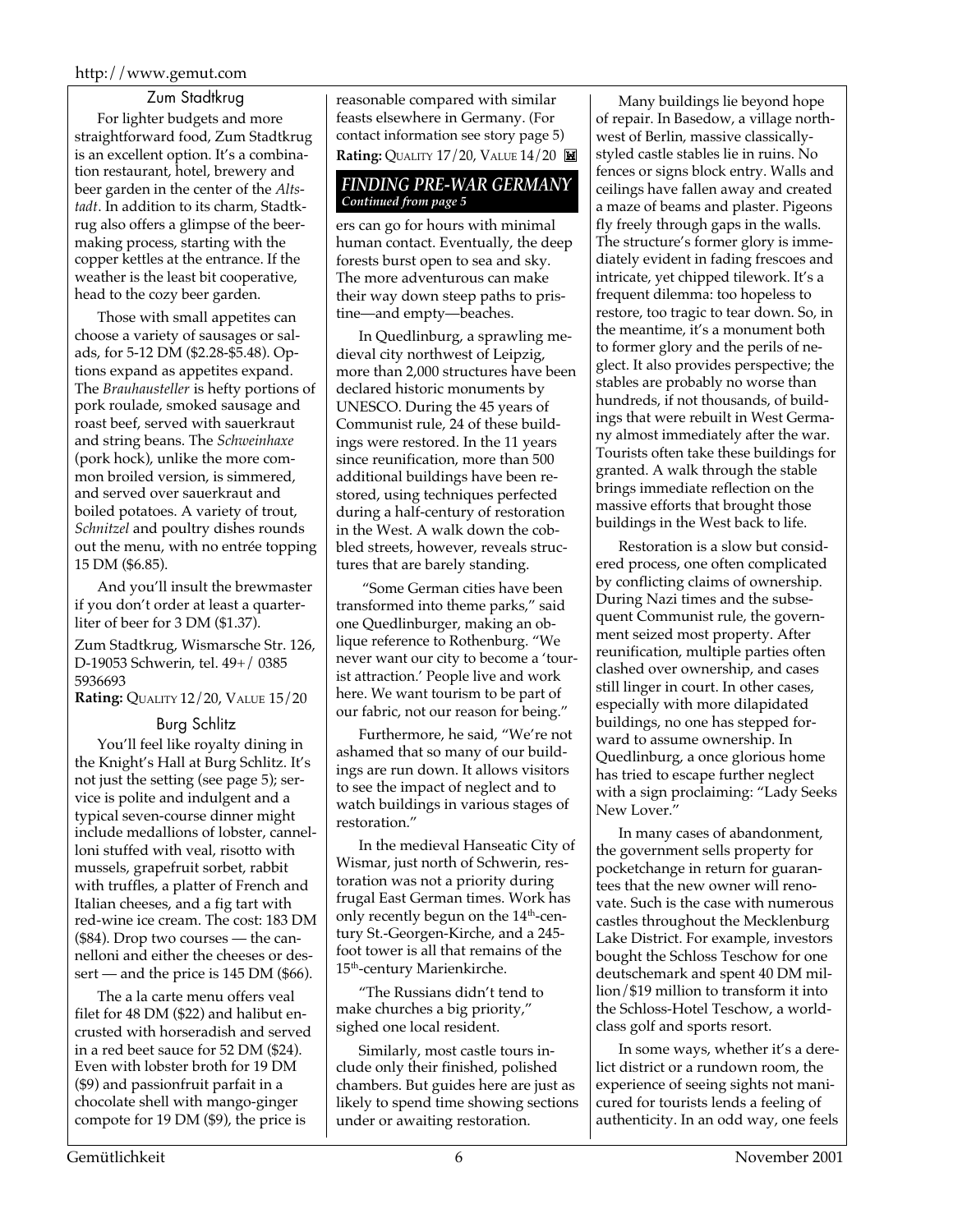### Zum Stadtkrug

For lighter budgets and more straightforward food, Zum Stadtkrug is an excellent option. It's a combination restaurant, hotel, brewery and beer garden in the center of the *Altstadt*. In addition to its charm, Stadtkrug also offers a glimpse of the beer-making process, starting with the copper kettles at the entrance. If the weather is the least bit cooperative, head to the cozy beer garden.

Those with small appetites can choose a variety of sausages or salads, for 5-12 DM ($2.28-$5.48). Options expand as appetites expand. The *Brauhausteller* is hefty portions of pork roulade, smoked sausage and roast beef, served with sauerkraut and string beans. The *Schweinhaxe* (pork hock), unlike the more common broiled version, is simmered, and served over sauerkraut and boiled potatoes. A variety of trout, *Schnitzel* and poultry dishes rounds out the menu, with no entrée topping 15 DM ($6.85).

And you'll insult the brewmaster if you don't order at least a quarter-liter of beer for 3 DM ($1.37).

Zum Stadtkrug, Wismarsche Str. 126, D-19053 Schwerin, tel. 49+/ 0385 5936693

**Rating:** QUALITY 12/20, VALUE 15/20

### Burg Schlitz

You'll feel like royalty dining in the Knight's Hall at Burg Schlitz. It's not just the setting (see page 5); service is polite and indulgent and a typical seven-course dinner might include medallions of lobster, cannelloni stuffed with veal, risotto with mussels, grapefruit sorbet, rabbit with truffles, a platter of French and Italian cheeses, and a fig tart with red-wine ice cream. The cost: 183 DM ($84). Drop two courses — the cannelloni and either the cheeses or dessert — and the price is 145 DM ($66).

The a la carte menu offers veal filet for 48 DM ($22) and halibut encrusted with horseradish and served in a red beet sauce for 52 DM ($24). Even with lobster broth for 19 DM ($9) and passionfruit parfait in a chocolate shell with mango-ginger compote for 19 DM ($9), the price is reasonable compared with similar feasts elsewhere in Germany. (For contact information see story page 5)

**Rating:** QUALITY 17/20, VALUE 14/20

## FINDING PRE-WAR GERMANY
*Continued from page 5*

ers can go for hours with minimal human contact. Eventually, the deep forests burst open to sea and sky. The more adventurous can make their way down steep paths to pristine—and empty—beaches.

In Quedlinburg, a sprawling medieval city northwest of Leipzig, more than 2,000 structures have been declared historic monuments by UNESCO. During the 45 years of Communist rule, 24 of these buildings were restored. In the 11 years since reunification, more than 500 additional buildings have been restored, using techniques perfected during a half-century of restoration in the West. A walk down the cobbled streets, however, reveals structures that are barely standing.

"Some German cities have been transformed into theme parks," said one Quedlinburger, making an oblique reference to Rothenburg. "We never want our city to become a 'tourist attraction.' People live and work here. We want tourism to be part of our fabric, not our reason for being."

Furthermore, he said, "We're not ashamed that so many of our buildings are run down. It allows visitors to see the impact of neglect and to watch buildings in various stages of restoration."

In the medieval Hanseatic City of Wismar, just north of Schwerin, restoration was not a priority during frugal East German times. Work has only recently begun on the 14th-century St.-Georgen-Kirche, and a 245-foot tower is all that remains of the 15th-century Marienkirche.

"The Russians didn't tend to make churches a big priority," sighed one local resident.

Similarly, most castle tours include only their finished, polished chambers. But guides here are just as likely to spend time showing sections under or awaiting restoration.

Many buildings lie beyond hope of repair. In Basedow, a village northwest of Berlin, massive classically-styled castle stables lie in ruins. No fences or signs block entry. Walls and ceilings have fallen away and created a maze of beams and plaster. Pigeons fly freely through gaps in the walls. The structure's former glory is immediately evident in fading frescoes and intricate, yet chipped tilework. It's a frequent dilemma: too hopeless to restore, too tragic to tear down. So, in the meantime, it's a monument both to former glory and the perils of neglect. It also provides perspective; the stables are probably no worse than hundreds, if not thousands, of buildings that were rebuilt in West Germany almost immediately after the war. Tourists often take these buildings for granted. A walk through the stable brings immediate reflection on the massive efforts that brought those buildings in the West back to life.

Restoration is a slow but considered process, one often complicated by conflicting claims of ownership. During Nazi times and the subsequent Communist rule, the government seized most property. After reunification, multiple parties often clashed over ownership, and cases still linger in court. In other cases, especially with more dilapidated buildings, no one has stepped forward to assume ownership. In Quedlinburg, a once glorious home has tried to escape further neglect with a sign proclaiming: "Lady Seeks New Lover."

In many cases of abandonment, the government sells property for pocketchange in return for guarantees that the new owner will renovate. Such is the case with numerous castles throughout the Mecklenburg Lake District. For example, investors bought the Schloss Teschow for one deutschemark and spent 40 DM million/$19 million to transform it into the Schloss-Hotel Teschow, a world-class golf and sports resort.

In some ways, whether it's a derelict district or a rundown room, the experience of seeing sights not manicured for tourists lends a feeling of authenticity. In an odd way, one feels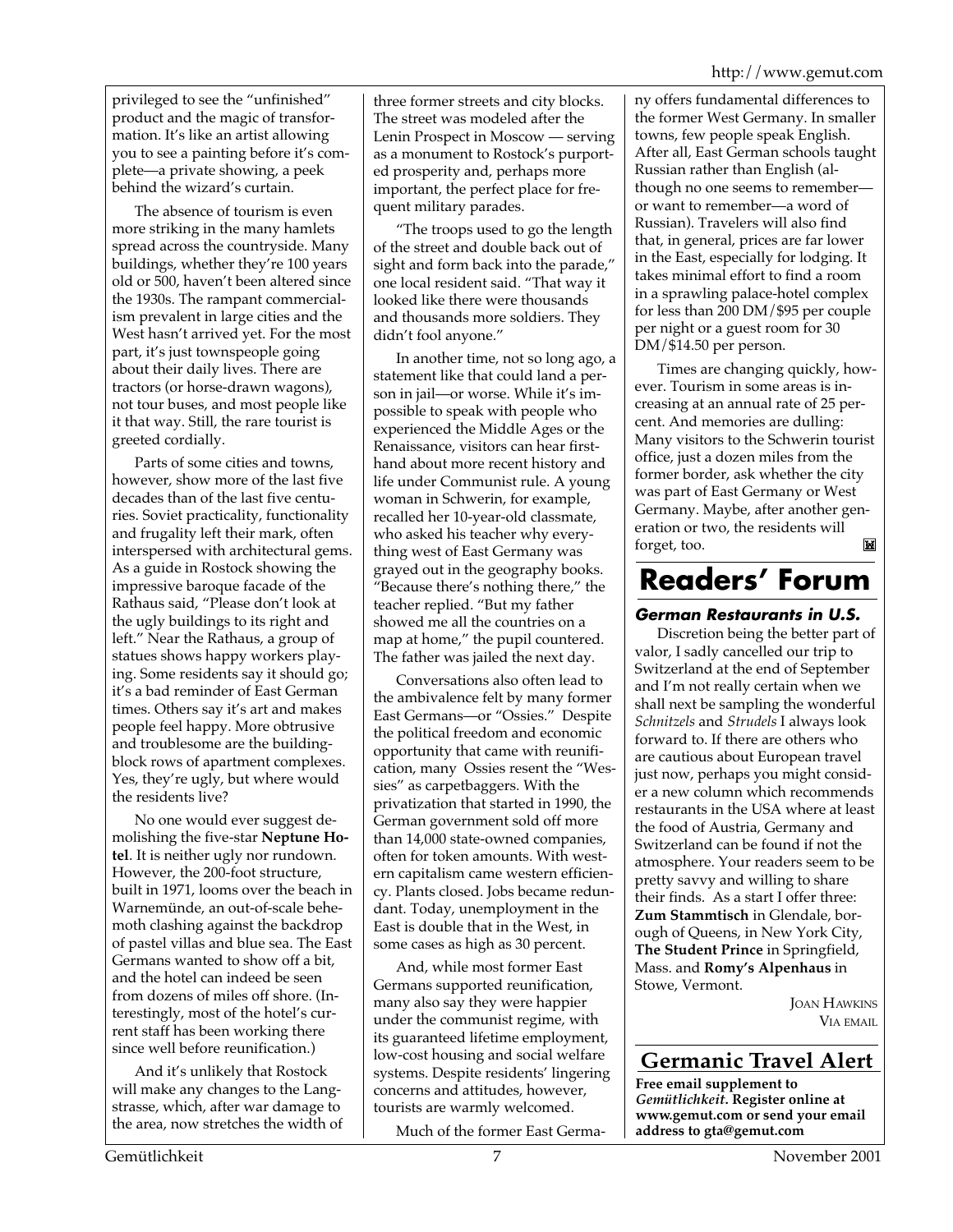privileged to see the "unfinished" product and the magic of transformation. It's like an artist allowing you to see a painting before it's complete—a private showing, a peek behind the wizard's curtain.

The absence of tourism is even more striking in the many hamlets spread across the countryside. Many buildings, whether they're 100 years old or 500, haven't been altered since the 1930s. The rampant commercialism prevalent in large cities and the West hasn't arrived yet. For the most part, it's just townspeople going about their daily lives. There are tractors (or horse-drawn wagons), not tour buses, and most people like it that way. Still, the rare tourist is greeted cordially.

Parts of some cities and towns, however, show more of the last five decades than of the last five centuries. Soviet practicality, functionality and frugality left their mark, often interspersed with architectural gems. As a guide in Rostock showing the impressive baroque facade of the Rathaus said, "Please don't look at the ugly buildings to its right and left." Near the Rathaus, a group of statues shows happy workers playing. Some residents say it should go; it's a bad reminder of East German times. Others say it's art and makes people feel happy. More obtrusive and troublesome are the building-block rows of apartment complexes. Yes, they're ugly, but where would the residents live?

No one would ever suggest demolishing the five-star **Neptune Hotel**. It is neither ugly nor rundown. However, the 200-foot structure, built in 1971, looms over the beach in Warnemünde, an out-of-scale behemoth clashing against the backdrop of pastel villas and blue sea. The East Germans wanted to show off a bit, and the hotel can indeed be seen from dozens of miles off shore. (Interestingly, most of the hotel's current staff has been working there since well before reunification.)

And it's unlikely that Rostock will make any changes to the Langstrasse, which, after war damage to the area, now stretches the width of three former streets and city blocks. The street was modeled after the Lenin Prospect in Moscow — serving as a monument to Rostock's purported prosperity and, perhaps more important, the perfect place for frequent military parades.

"The troops used to go the length of the street and double back out of sight and form back into the parade," one local resident said. "That way it looked like there were thousands and thousands more soldiers. They didn't fool anyone."

In another time, not so long ago, a statement like that could land a person in jail—or worse. While it's impossible to speak with people who experienced the Middle Ages or the Renaissance, visitors can hear first-hand about more recent history and life under Communist rule. A young woman in Schwerin, for example, recalled her 10-year-old classmate, who asked his teacher why everything west of East Germany was grayed out in the geography books. "Because there's nothing there," the teacher replied. "But my father showed me all the countries on a map at home," the pupil countered. The father was jailed the next day.

Conversations also often lead to the ambivalence felt by many former East Germans—or "Ossies." Despite the political freedom and economic opportunity that came with reunification, many Ossies resent the "Wessies" as carpetbaggers. With the privatization that started in 1990, the German government sold off more than 14,000 state-owned companies, often for token amounts. With western capitalism came western efficiency. Plants closed. Jobs became redundant. Today, unemployment in the East is double that in the West, in some cases as high as 30 percent.

And, while most former East Germans supported reunification, many also say they were happier under the communist regime, with its guaranteed lifetime employment, low-cost housing and social welfare systems. Despite residents' lingering concerns and attitudes, however, tourists are warmly welcomed.

Much of the former East Germany offers fundamental differences to the former West Germany. In smaller towns, few people speak English. After all, East German schools taught Russian rather than English (although no one seems to remember—or want to remember—a word of Russian). Travelers will also find that, in general, prices are far lower in the East, especially for lodging. It takes minimal effort to find a room in a sprawling palace-hotel complex for less than 200 DM/$95 per couple per night or a guest room for 30 DM/$14.50 per person.

Times are changing quickly, however. Tourism in some areas is increasing at an annual rate of 25 percent. And memories are dulling: Many visitors to the Schwerin tourist office, just a dozen miles from the former border, ask whether the city was part of East Germany or West Germany. Maybe, after another generation or two, the residents will forget, too.

# Readers' Forum

### German Restaurants in U.S.

Discretion being the better part of valor, I sadly cancelled our trip to Switzerland at the end of September and I'm not really certain when we shall next be sampling the wonderful *Schnitzels* and *Strudels* I always look forward to. If there are others who are cautious about European travel just now, perhaps you might consider a new column which recommends restaurants in the USA where at least the food of Austria, Germany and Switzerland can be found if not the atmosphere. Your readers seem to be pretty savvy and willing to share their finds. As a start I offer three: **Zum Stammtisch** in Glendale, borough of Queens, in New York City, **The Student Prince** in Springfield, Mass. and **Romy's Alpenhaus** in Stowe, Vermont.

JOAN HAWKINS
VIA EMAIL

## Germanic Travel Alert

**Free email supplement to *Gemütlichkeit*. Register online at www.gemut.com or send your email address to gta@gemut.com**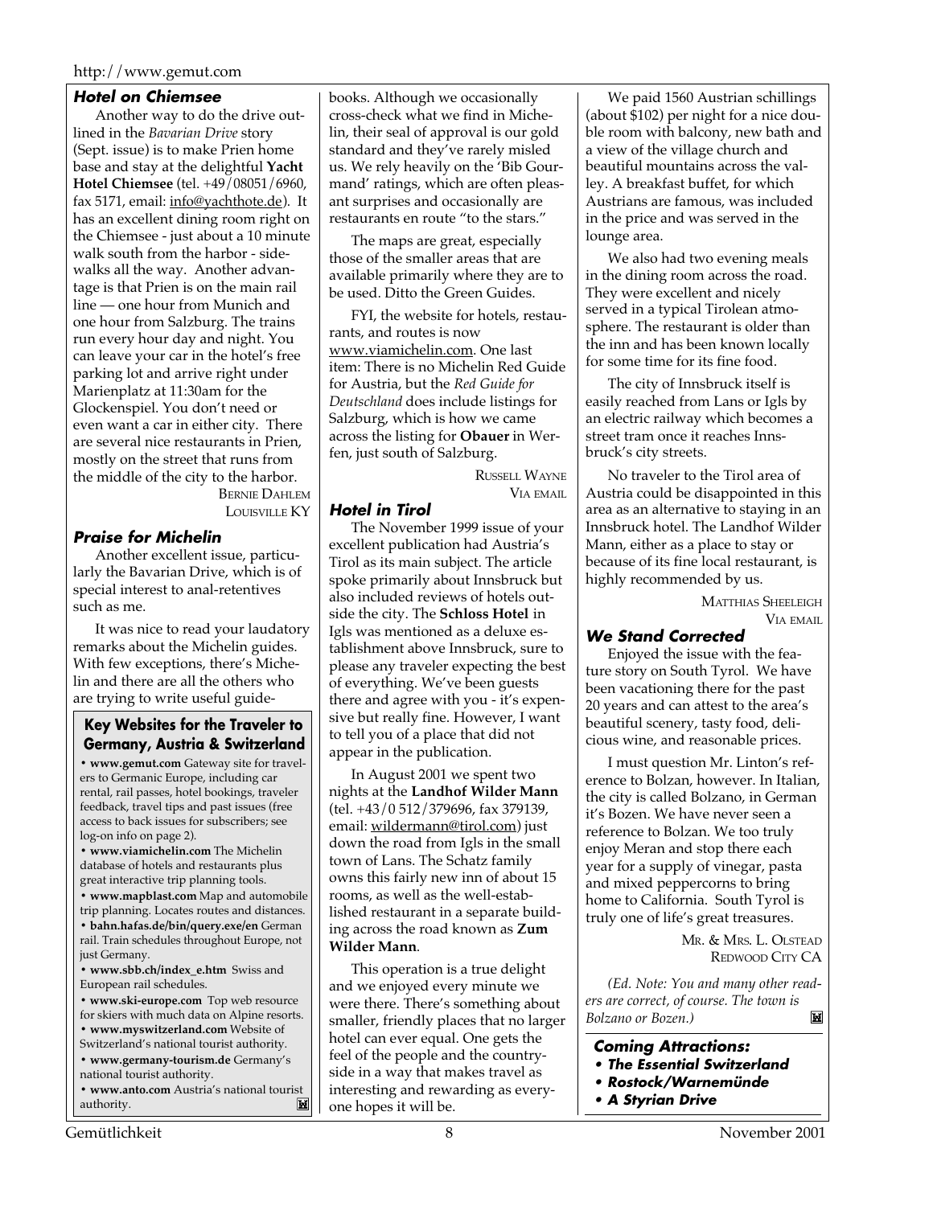### Hotel on Chiemsee

Another way to do the drive outlined in the *Bavarian Drive* story (Sept. issue) is to make Prien home base and stay at the delightful **Yacht Hotel Chiemsee** (tel. +49/08051/6960, fax 5171, email: info@yachthote.de). It has an excellent dining room right on the Chiemsee - just about a 10 minute walk south from the harbor - sidewalks all the way. Another advantage is that Prien is on the main rail line — one hour from Munich and one hour from Salzburg. The trains run every hour day and night. You can leave your car in the hotel's free parking lot and arrive right under Marienplatz at 11:30am for the Glockenspiel. You don't need or even want a car in either city. There are several nice restaurants in Prien, mostly on the street that runs from the middle of the city to the harbor.

BERNIE DAHLEM
LOUISVILLE KY

### Praise for Michelin

Another excellent issue, particularly the Bavarian Drive, which is of special interest to anal-retentives such as me.

It was nice to read your laudatory remarks about the Michelin guides. With few exceptions, there's Michelin and there are all the others who are trying to write useful guidebooks. Although we occasionally cross-check what we find in Michelin, their seal of approval is our gold standard and they've rarely misled us. We rely heavily on the 'Bib Gourmand' ratings, which are often pleasant surprises and occasionally are restaurants en route "to the stars."

The maps are great, especially those of the smaller areas that are available primarily where they are to be used. Ditto the Green Guides.

FYI, the website for hotels, restaurants, and routes is now www.viamichelin.com. One last item: There is no Michelin Red Guide for Austria, but the *Red Guide for Deutschland* does include listings for Salzburg, which is how we came across the listing for **Obauer** in Werfen, just south of Salzburg.

RUSSELL WAYNE
VIA EMAIL

### Key Websites for the Traveler to Germany, Austria & Switzerland

- **www.gemut.com** Gateway site for travelers to Germanic Europe, including car rental, rail passes, hotel bookings, traveler feedback, travel tips and past issues (free access to back issues for subscribers; see log-on info on page 2).
- **www.viamichelin.com** The Michelin database of hotels and restaurants plus great interactive trip planning tools.
- **www.mapblast.com** Map and automobile trip planning. Locates routes and distances.
- **bahn.hafas.de/bin/query.exe/en** German rail. Train schedules throughout Europe, not just Germany.
- **www.sbb.ch/index_e.htm** Swiss and European rail schedules.
- **www.ski-europe.com** Top web resource for skiers with much data on Alpine resorts.
- **www.myswitzerland.com** Website of Switzerland's national tourist authority.
- **www.germany-tourism.de** Germany's national tourist authority.
- **www.anto.com** Austria's national tourist authority.

### Hotel in Tirol

The November 1999 issue of your excellent publication had Austria's Tirol as its main subject. The article spoke primarily about Innsbruck but also included reviews of hotels outside the city. The **Schloss Hotel** in Igls was mentioned as a deluxe establishment above Innsbruck, sure to please any traveler expecting the best of everything. We've been guests there and agree with you - it's expensive but really fine. However, I want to tell you of a place that did not appear in the publication.

In August 2001 we spent two nights at the **Landhof Wilder Mann** (tel. +43/0 512/379696, fax 379139, email: wildermann@tirol.com) just down the road from Igls in the small town of Lans. The Schatz family owns this fairly new inn of about 15 rooms, as well as the well-established restaurant in a separate building across the road known as **Zum Wilder Mann**.

This operation is a true delight and we enjoyed every minute we were there. There's something about smaller, friendly places that no larger hotel can ever equal. One gets the feel of the people and the countryside in a way that makes travel as interesting and rewarding as everyone hopes it will be.

We paid 1560 Austrian schillings (about $102) per night for a nice double room with balcony, new bath and a view of the village church and beautiful mountains across the valley. A breakfast buffet, for which Austrians are famous, was included in the price and was served in the lounge area.

We also had two evening meals in the dining room across the road. They were excellent and nicely served in a typical Tirolean atmosphere. The restaurant is older than the inn and has been known locally for some time for its fine food.

The city of Innsbruck itself is easily reached from Lans or Igls by an electric railway which becomes a street tram once it reaches Innsbruck's city streets.

No traveler to the Tirol area of Austria could be disappointed in this area as an alternative to staying in an Innsbruck hotel. The Landhof Wilder Mann, either as a place to stay or because of its fine local restaurant, is highly recommended by us.

MATTHIAS SHEELEIGH
VIA EMAIL

### We Stand Corrected

Enjoyed the issue with the feature story on South Tyrol. We have been vacationing there for the past 20 years and can attest to the area's beautiful scenery, tasty food, delicious wine, and reasonable prices.

I must question Mr. Linton's reference to Bolzan, however. In Italian, the city is called Bolzano, in German it's Bozen. We have never seen a reference to Bolzan. We too truly enjoy Meran and stop there each year for a supply of vinegar, pasta and mixed peppercorns to bring home to California. South Tyrol is truly one of life's great treasures.

MR. & MRS. L. OLSTEAD
REDWOOD CITY CA

*(Ed. Note: You and many other readers are correct, of course. The town is Bolzano or Bozen.)*

### Coming Attractions:

- ***The Essential Switzerland***
- ***Rostock/Warnemünde***
- ***A Styrian Drive***